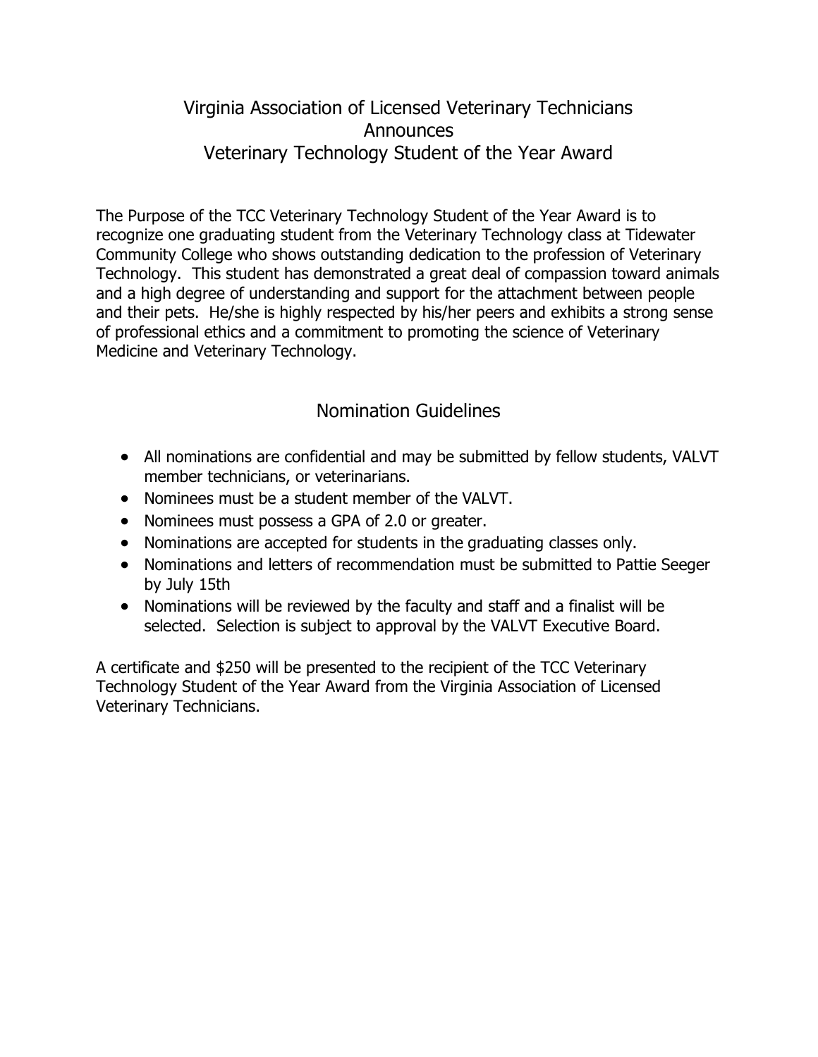# Virginia Association of Licensed Veterinary Technicians Announces Veterinary Technology Student of the Year Award

The Purpose of the TCC Veterinary Technology Student of the Year Award is to recognize one graduating student from the Veterinary Technology class at Tidewater Community College who shows outstanding dedication to the profession of Veterinary Technology. This student has demonstrated a great deal of compassion toward animals and a high degree of understanding and support for the attachment between people and their pets. He/she is highly respected by his/her peers and exhibits a strong sense of professional ethics and a commitment to promoting the science of Veterinary Medicine and Veterinary Technology.

## Nomination Guidelines

- All nominations are confidential and may be submitted by fellow students, VALVT member technicians, or veterinarians.
- Nominees must be a student member of the VALVT.
- Nominees must possess a GPA of 2.0 or greater.
- Nominations are accepted for students in the graduating classes only.
- Nominations and letters of recommendation must be submitted to Pattie Seeger by July 15th
- Nominations will be reviewed by the faculty and staff and a finalist will be selected. Selection is subject to approval by the VALVT Executive Board.

A certificate and $250 will be presented to the recipient of the TCC Veterinary Technology Student of the Year Award from the Virginia Association of Licensed Veterinary Technicians.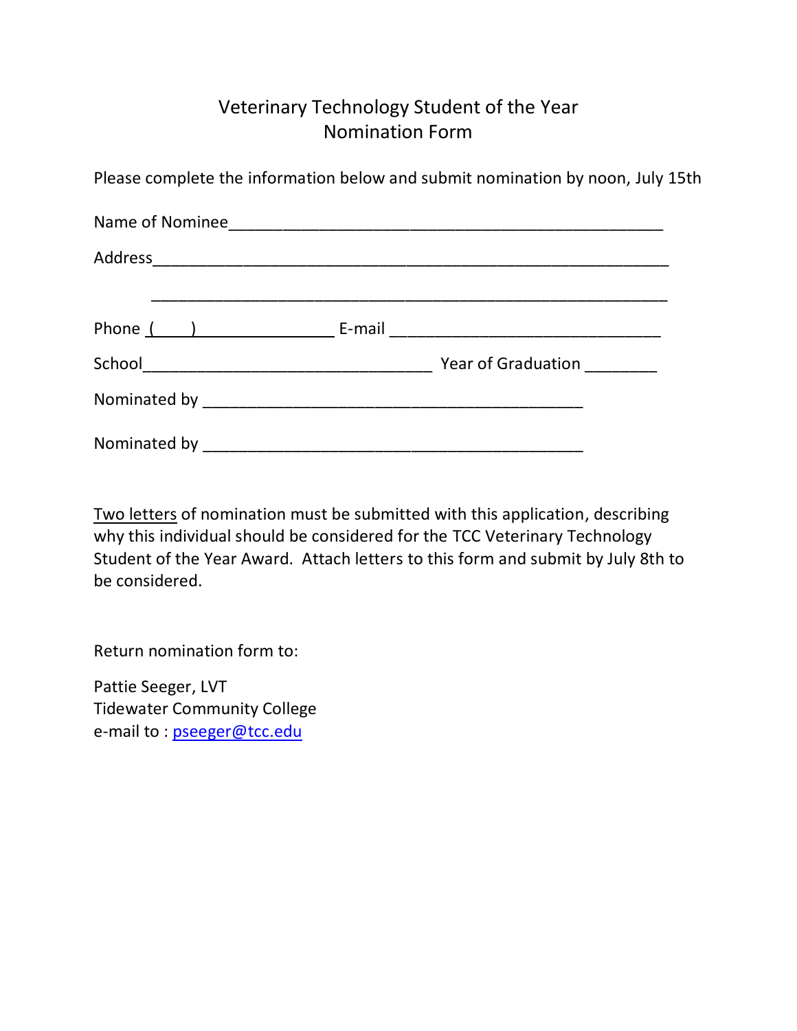# Veterinary Technology Student of the Year
# Nomination Form

Please complete the information below and submit nomination by noon, July 15th

Name of Nominee_______________________________________________

Address_________________________________________________________

_________________________________________________________

Phone (____)______________ E-mail ______________________________

School________________________________ Year of Graduation ________

Nominated by __________________________________________

Nominated by __________________________________________

Two letters of nomination must be submitted with this application, describing why this individual should be considered for the TCC Veterinary Technology Student of the Year Award. Attach letters to this form and submit by July 8th to be considered.

Return nomination form to:

Pattie Seeger, LVT
Tidewater Community College
e-mail to : pseeger@tcc.edu